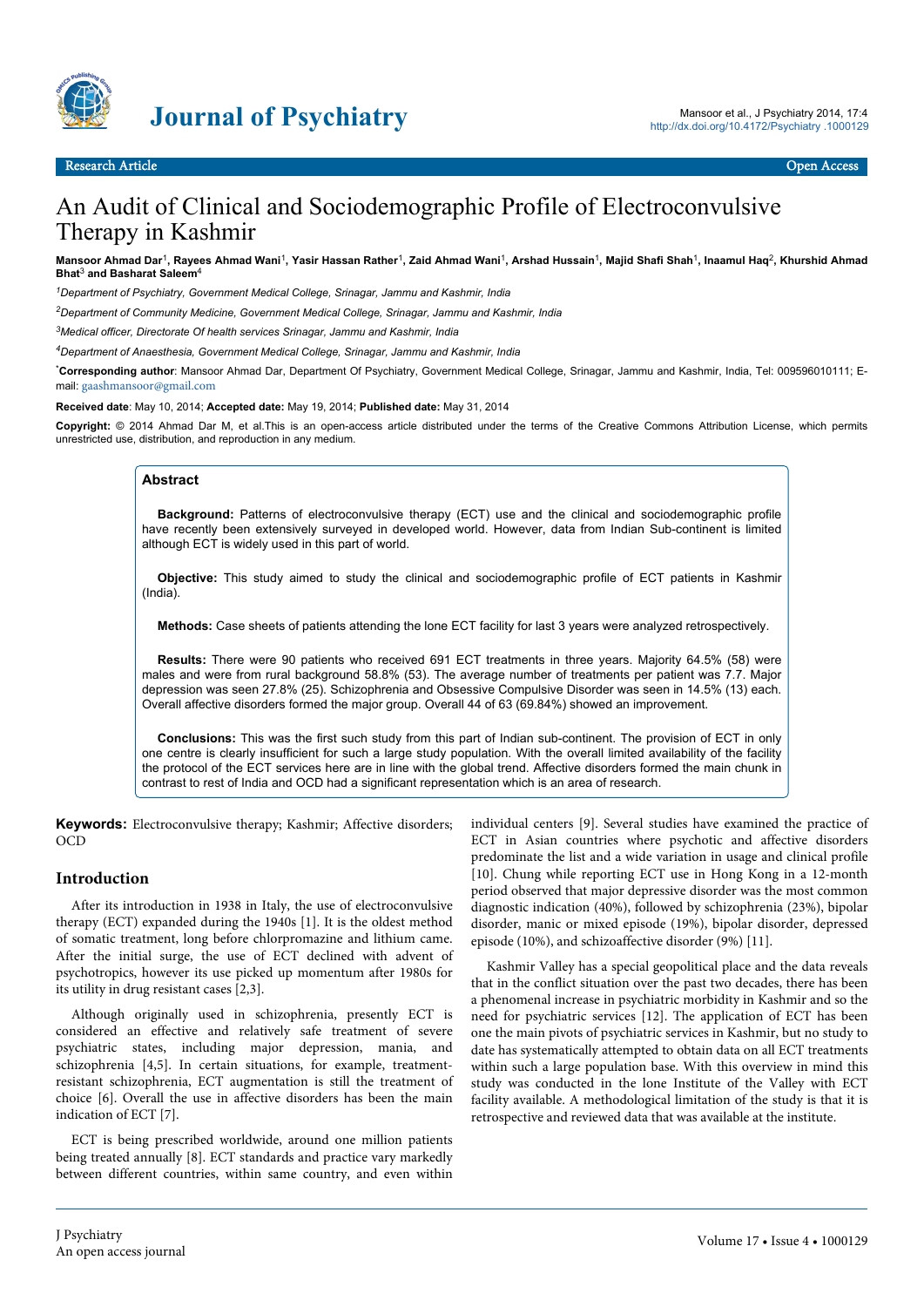Research Article Open Access

# An Audit of Clinical and Sociodemographic Profile of Electroconvulsive Therapy in Kashmir

**Mansoor Ahmad Dar[1], Rayees Ahmad Wani[1], Yasir Hassan Rather[1], Zaid Ahmad Wani[1], Arshad Hussain[1], Majid Shafi Shah[1], Inaamul Haq[2], Khurshid Ahmad Bhat[3] and Basharat Saleem[4]**

[1]*Department of Psychiatry, Government Medical College, Srinagar, Jammu and Kashmir, India*

[2]*Department of Community Medicine, Government Medical College, Srinagar, Jammu and Kashmir, India*

[3]*Medical officer, Directorate Of health services Srinagar, Jammu and Kashmir, India*

[4]*Department of Anaesthesia, Government Medical College, Srinagar, Jammu and Kashmir, India*

***Corresponding author**: Mansoor Ahmad Dar, Department Of Psychiatry, Government Medical College, Srinagar, Jammu and Kashmir, India, Tel: 009596010111; E-mail: gaashmansoor@gmail.com

**Received date**: May 10, 2014; **Accepted date:** May 19, 2014; **Published date:** May 31, 2014

**Copyright:** © 2014 Ahmad Dar M, et al.This is an open-access article distributed under the terms of the Creative Commons Attribution License, which permits unrestricted use, distribution, and reproduction in any medium.

## Abstract

**Background:** Patterns of electroconvulsive therapy (ECT) use and the clinical and sociodemographic profile have recently been extensively surveyed in developed world. However, data from Indian Sub-continent is limited although ECT is widely used in this part of world.

**Objective:** This study aimed to study the clinical and sociodemographic profile of ECT patients in Kashmir (India).

**Methods:** Case sheets of patients attending the lone ECT facility for last 3 years were analyzed retrospectively.

**Results:** There were 90 patients who received 691 ECT treatments in three years. Majority 64.5% (58) were males and were from rural background 58.8% (53). The average number of treatments per patient was 7.7. Major depression was seen 27.8% (25). Schizophrenia and Obsessive Compulsive Disorder was seen in 14.5% (13) each. Overall affective disorders formed the major group. Overall 44 of 63 (69.84%) showed an improvement.

**Conclusions:** This was the first such study from this part of Indian sub-continent. The provision of ECT in only one centre is clearly insufficient for such a large study population. With the overall limited availability of the facility the protocol of the ECT services here are in line with the global trend. Affective disorders formed the main chunk in contrast to rest of India and OCD had a significant representation which is an area of research.

**Keywords:** Electroconvulsive therapy; Kashmir; Affective disorders; OCD

## Introduction

After its introduction in 1938 in Italy, the use of electroconvulsive therapy (ECT) expanded during the 1940s [1]. It is the oldest method of somatic treatment, long before chlorpromazine and lithium came. After the initial surge, the use of ECT declined with advent of psychotropics, however its use picked up momentum after 1980s for its utility in drug resistant cases [2,3].

Although originally used in schizophrenia, presently ECT is considered an effective and relatively safe treatment of severe psychiatric states, including major depression, mania, and schizophrenia [4,5]. In certain situations, for example, treatment-resistant schizophrenia, ECT augmentation is still the treatment of choice [6]. Overall the use in affective disorders has been the main indication of ECT [7].

ECT is being prescribed worldwide, around one million patients being treated annually [8]. ECT standards and practice vary markedly between different countries, within same country, and even within individual centers [9]. Several studies have examined the practice of ECT in Asian countries where psychotic and affective disorders predominate the list and a wide variation in usage and clinical profile [10]. Chung while reporting ECT use in Hong Kong in a 12-month period observed that major depressive disorder was the most common diagnostic indication (40%), followed by schizophrenia (23%), bipolar disorder, manic or mixed episode (19%), bipolar disorder, depressed episode (10%), and schizoaffective disorder (9%) [11].

Kashmir Valley has a special geopolitical place and the data reveals that in the conflict situation over the past two decades, there has been a phenomenal increase in psychiatric morbidity in Kashmir and so the need for psychiatric services [12]. The application of ECT has been one the main pivots of psychiatric services in Kashmir, but no study to date has systematically attempted to obtain data on all ECT treatments within such a large population base. With this overview in mind this study was conducted in the lone Institute of the Valley with ECT facility available. A methodological limitation of the study is that it is retrospective and reviewed data that was available at the institute.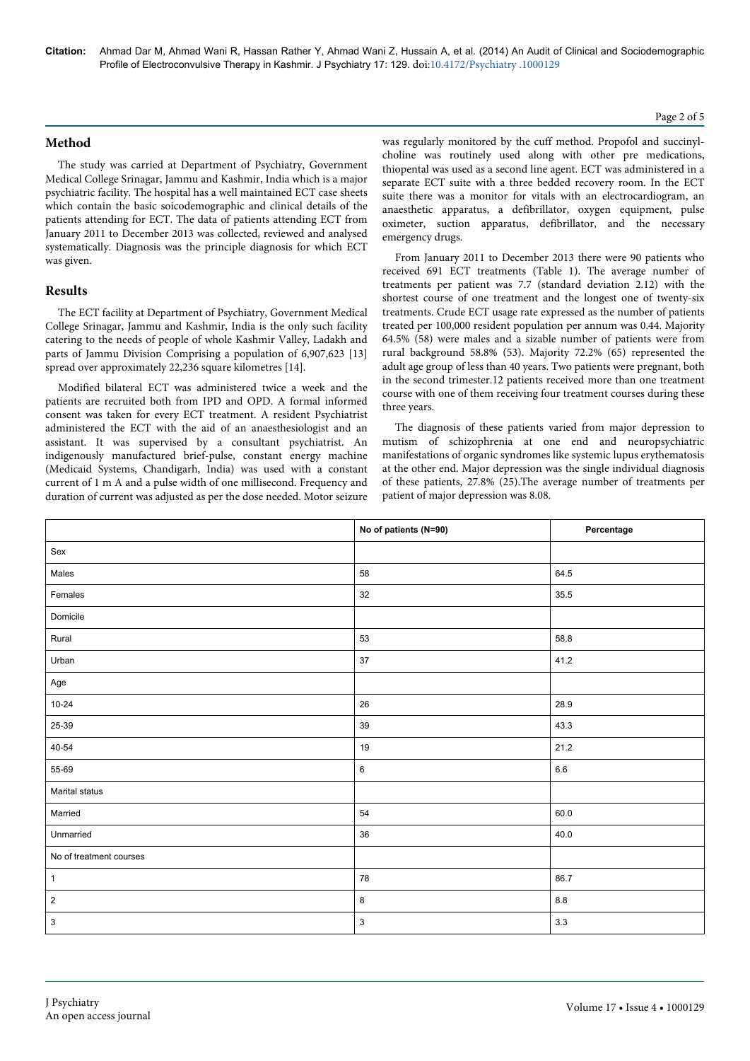## Method

The study was carried at Department of Psychiatry, Government Medical College Srinagar, Jammu and Kashmir, India which is a major psychiatric facility. The hospital has a well maintained ECT case sheets which contain the basic soicodemographic and clinical details of the patients attending for ECT. The data of patients attending ECT from January 2011 to December 2013 was collected, reviewed and analysed systematically. Diagnosis was the principle diagnosis for which ECT was given.

## Results

The ECT facility at Department of Psychiatry, Government Medical College Srinagar, Jammu and Kashmir, India is the only such facility catering to the needs of people of whole Kashmir Valley, Ladakh and parts of Jammu Division Comprising a population of 6,907,623 [13] spread over approximately 22,236 square kilometres [14].

Modified bilateral ECT was administered twice a week and the patients are recruited both from IPD and OPD. A formal informed consent was taken for every ECT treatment. A resident Psychiatrist administered the ECT with the aid of an anaesthesiologist and an assistant. It was supervised by a consultant psychiatrist. An indigenously manufactured brief-pulse, constant energy machine (Medicaid Systems, Chandigarh, India) was used with a constant current of 1 m A and a pulse width of one millisecond. Frequency and duration of current was adjusted as per the dose needed. Motor seizure was regularly monitored by the cuff method. Propofol and succinylcholine was routinely used along with other pre medications, thiopental was used as a second line agent. ECT was administered in a separate ECT suite with a three bedded recovery room. In the ECT suite there was a monitor for vitals with an electrocardiogram, an anaesthetic apparatus, a defibrillator, oxygen equipment, pulse oximeter, suction apparatus, defibrillator, and the necessary emergency drugs.

From January 2011 to December 2013 there were 90 patients who received 691 ECT treatments (Table 1). The average number of treatments per patient was 7.7 (standard deviation 2.12) with the shortest course of one treatment and the longest one of twenty-six treatments. Crude ECT usage rate expressed as the number of patients treated per 100,000 resident population per annum was 0.44. Majority 64.5% (58) were males and a sizable number of patients were from rural background 58.8% (53). Majority 72.2% (65) represented the adult age group of less than 40 years. Two patients were pregnant, both in the second trimester.12 patients received more than one treatment course with one of them receiving four treatment courses during these three years.

The diagnosis of these patients varied from major depression to mutism of schizophrenia at one end and neuropsychiatric manifestations of organic syndromes like systemic lupus erythematosis at the other end. Major depression was the single individual diagnosis of these patients, 27.8% (25).The average number of treatments per patient of major depression was 8.08.

| | No of patients (N=90) | Percentage |
|---|---|---|
| Sex | | |
| Males | 58 | 64.5 |
| Females | 32 | 35.5 |
| Domicile | | |
| Rural | 53 | 58.8 |
| Urban | 37 | 41.2 |
| Age | | |
| 10-24 | 26 | 28.9 |
| 25-39 | 39 | 43.3 |
| 40-54 | 19 | 21.2 |
| 55-69 | 6 | 6.6 |
| Marital status | | |
| Married | 54 | 60.0 |
| Unmarried | 36 | 40.0 |
| No of treatment courses | | |
| 1 | 78 | 86.7 |
| 2 | 8 | 8.8 |
| 3 | 3 | 3.3 |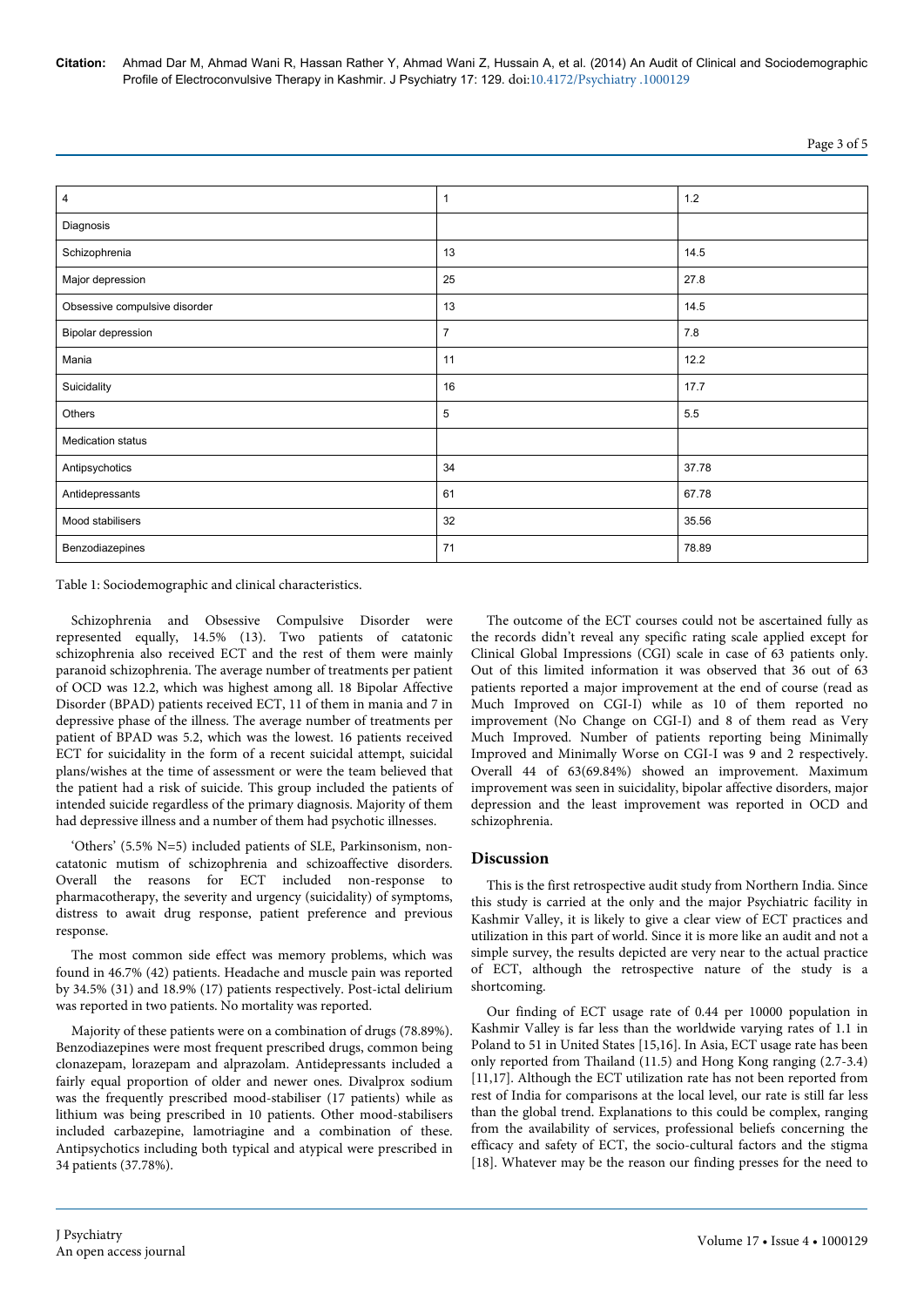| 4 | 1 | 1.2 |
|---|---|---|
| Diagnosis | | |
| Schizophrenia | 13 | 14.5 |
| Major depression | 25 | 27.8 |
| Obsessive compulsive disorder | 13 | 14.5 |
| Bipolar depression | 7 | 7.8 |
| Mania | 11 | 12.2 |
| Suicidality | 16 | 17.7 |
| Others | 5 | 5.5 |
| Medication status | | |
| Antipsychotics | 34 | 37.78 |
| Antidepressants | 61 | 67.78 |
| Mood stabilisers | 32 | 35.56 |
| Benzodiazepines | 71 | 78.89 |

Table 1: Sociodemographic and clinical characteristics.

Schizophrenia and Obsessive Compulsive Disorder were represented equally, 14.5% (13). Two patients of catatonic schizophrenia also received ECT and the rest of them were mainly paranoid schizophrenia. The average number of treatments per patient of OCD was 12.2, which was highest among all. 18 Bipolar Affective Disorder (BPAD) patients received ECT, 11 of them in mania and 7 in depressive phase of the illness. The average number of treatments per patient of BPAD was 5.2, which was the lowest. 16 patients received ECT for suicidality in the form of a recent suicidal attempt, suicidal plans/wishes at the time of assessment or were the team believed that the patient had a risk of suicide. This group included the patients of intended suicide regardless of the primary diagnosis. Majority of them had depressive illness and a number of them had psychotic illnesses.

'Others' (5.5% N=5) included patients of SLE, Parkinsonism, non-catatonic mutism of schizophrenia and schizoaffective disorders. Overall the reasons for ECT included non-response to pharmacotherapy, the severity and urgency (suicidality) of symptoms, distress to await drug response, patient preference and previous response.

The most common side effect was memory problems, which was found in 46.7% (42) patients. Headache and muscle pain was reported by 34.5% (31) and 18.9% (17) patients respectively. Post-ictal delirium was reported in two patients. No mortality was reported.

Majority of these patients were on a combination of drugs (78.89%). Benzodiazepines were most frequent prescribed drugs, common being clonazepam, lorazepam and alprazolam. Antidepressants included a fairly equal proportion of older and newer ones. Divalprox sodium was the frequently prescribed mood-stabiliser (17 patients) while as lithium was being prescribed in 10 patients. Other mood-stabilisers included carbazepine, lamotriagine and a combination of these. Antipsychotics including both typical and atypical were prescribed in 34 patients (37.78%).

The outcome of the ECT courses could not be ascertained fully as the records didn't reveal any specific rating scale applied except for Clinical Global Impressions (CGI) scale in case of 63 patients only. Out of this limited information it was observed that 36 out of 63 patients reported a major improvement at the end of course (read as Much Improved on CGI-I) while as 10 of them reported no improvement (No Change on CGI-I) and 8 of them read as Very Much Improved. Number of patients reporting being Minimally Improved and Minimally Worse on CGI-I was 9 and 2 respectively. Overall 44 of 63(69.84%) showed an improvement. Maximum improvement was seen in suicidality, bipolar affective disorders, major depression and the least improvement was reported in OCD and schizophrenia.

## Discussion

This is the first retrospective audit study from Northern India. Since this study is carried at the only and the major Psychiatric facility in Kashmir Valley, it is likely to give a clear view of ECT practices and utilization in this part of world. Since it is more like an audit and not a simple survey, the results depicted are very near to the actual practice of ECT, although the retrospective nature of the study is a shortcoming.

Our finding of ECT usage rate of 0.44 per 10000 population in Kashmir Valley is far less than the worldwide varying rates of 1.1 in Poland to 51 in United States [15,16]. In Asia, ECT usage rate has been only reported from Thailand (11.5) and Hong Kong ranging (2.7-3.4) [11,17]. Although the ECT utilization rate has not been reported from rest of India for comparisons at the local level, our rate is still far less than the global trend. Explanations to this could be complex, ranging from the availability of services, professional beliefs concerning the efficacy and safety of ECT, the socio-cultural factors and the stigma [18]. Whatever may be the reason our finding presses for the need to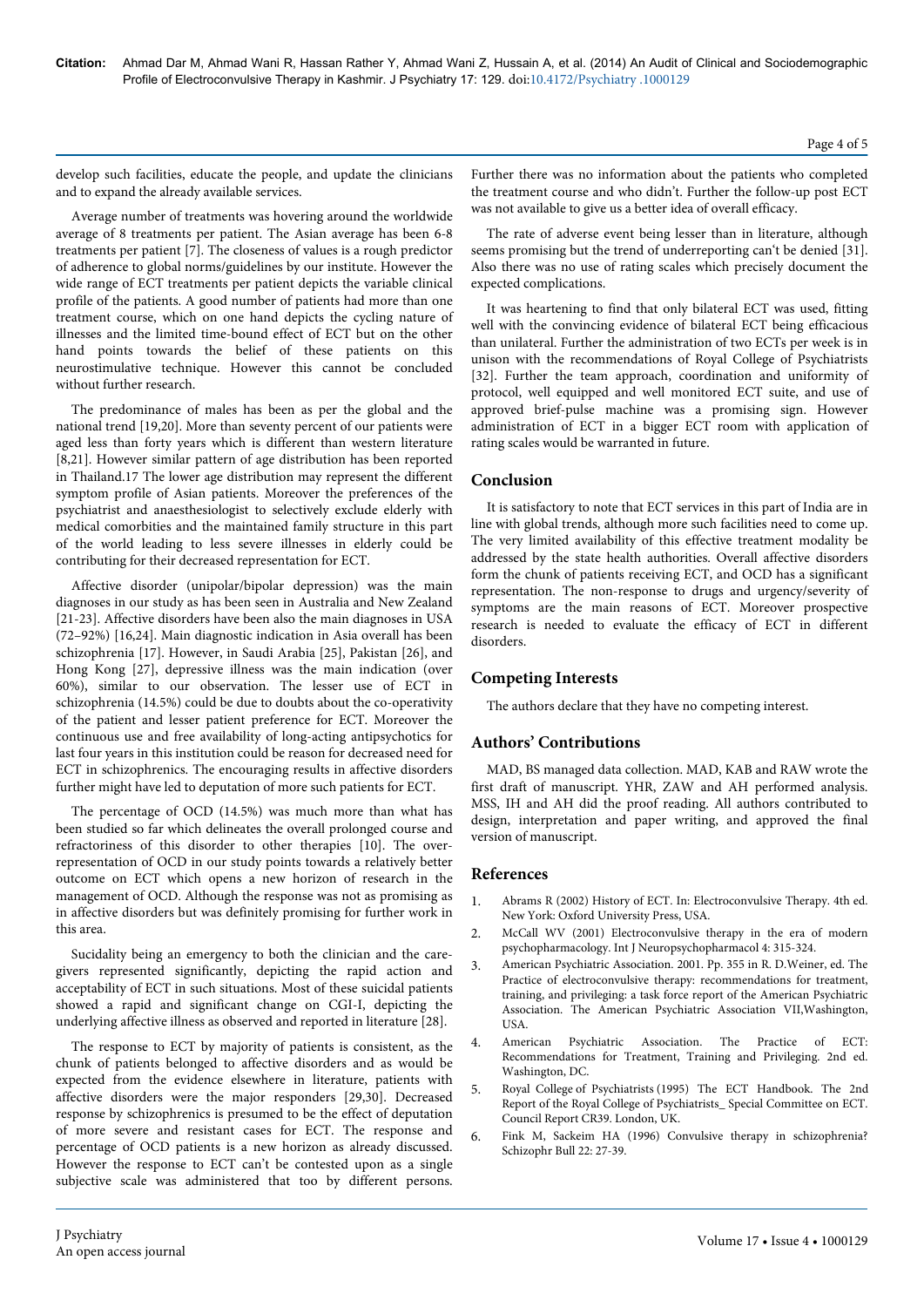develop such facilities, educate the people, and update the clinicians and to expand the already available services.

Average number of treatments was hovering around the worldwide average of 8 treatments per patient. The Asian average has been 6-8 treatments per patient [7]. The closeness of values is a rough predictor of adherence to global norms/guidelines by our institute. However the wide range of ECT treatments per patient depicts the variable clinical profile of the patients. A good number of patients had more than one treatment course, which on one hand depicts the cycling nature of illnesses and the limited time-bound effect of ECT but on the other hand points towards the belief of these patients on this neurostimulative technique. However this cannot be concluded without further research.

The predominance of males has been as per the global and the national trend [19,20]. More than seventy percent of our patients were aged less than forty years which is different than western literature [8,21]. However similar pattern of age distribution has been reported in Thailand.17 The lower age distribution may represent the different symptom profile of Asian patients. Moreover the preferences of the psychiatrist and anaesthesiologist to selectively exclude elderly with medical comorbities and the maintained family structure in this part of the world leading to less severe illnesses in elderly could be contributing for their decreased representation for ECT.

Affective disorder (unipolar/bipolar depression) was the main diagnoses in our study as has been seen in Australia and New Zealand [21-23]. Affective disorders have been also the main diagnoses in USA (72–92%) [16,24]. Main diagnostic indication in Asia overall has been schizophrenia [17]. However, in Saudi Arabia [25], Pakistan [26], and Hong Kong [27], depressive illness was the main indication (over 60%), similar to our observation. The lesser use of ECT in schizophrenia (14.5%) could be due to doubts about the co-operativity of the patient and lesser patient preference for ECT. Moreover the continuous use and free availability of long-acting antipsychotics for last four years in this institution could be reason for decreased need for ECT in schizophrenics. The encouraging results in affective disorders further might have led to deputation of more such patients for ECT.

The percentage of OCD (14.5%) was much more than what has been studied so far which delineates the overall prolonged course and refractoriness of this disorder to other therapies [10]. The over-representation of OCD in our study points towards a relatively better outcome on ECT which opens a new horizon of research in the management of OCD. Although the response was not as promising as in affective disorders but was definitely promising for further work in this area.

Sucidality being an emergency to both the clinician and the care-givers represented significantly, depicting the rapid action and acceptability of ECT in such situations. Most of these suicidal patients showed a rapid and significant change on CGI-I, depicting the underlying affective illness as observed and reported in literature [28].

The response to ECT by majority of patients is consistent, as the chunk of patients belonged to affective disorders and as would be expected from the evidence elsewhere in literature, patients with affective disorders were the major responders [29,30]. Decreased response by schizophrenics is presumed to be the effect of deputation of more severe and resistant cases for ECT. The response and percentage of OCD patients is a new horizon as already discussed. However the response to ECT can't be contested upon as a single subjective scale was administered that too by different persons. Further there was no information about the patients who completed the treatment course and who didn't. Further the follow-up post ECT was not available to give us a better idea of overall efficacy.

The rate of adverse event being lesser than in literature, although seems promising but the trend of underreporting can't be denied [31]. Also there was no use of rating scales which precisely document the expected complications.

It was heartening to find that only bilateral ECT was used, fitting well with the convincing evidence of bilateral ECT being efficacious than unilateral. Further the administration of two ECTs per week is in unison with the recommendations of Royal College of Psychiatrists [32]. Further the team approach, coordination and uniformity of protocol, well equipped and well monitored ECT suite, and use of approved brief-pulse machine was a promising sign. However administration of ECT in a bigger ECT room with application of rating scales would be warranted in future.

## Conclusion

It is satisfactory to note that ECT services in this part of India are in line with global trends, although more such facilities need to come up. The very limited availability of this effective treatment modality be addressed by the state health authorities. Overall affective disorders form the chunk of patients receiving ECT, and OCD has a significant representation. The non-response to drugs and urgency/severity of symptoms are the main reasons of ECT. Moreover prospective research is needed to evaluate the efficacy of ECT in different disorders.

## Competing Interests

The authors declare that they have no competing interest.

## Authors' Contributions

MAD, BS managed data collection. MAD, KAB and RAW wrote the first draft of manuscript. YHR, ZAW and AH performed analysis. MSS, IH and AH did the proof reading. All authors contributed to design, interpretation and paper writing, and approved the final version of manuscript.

## References

1. Abrams R (2002) History of ECT. In: Electroconvulsive Therapy. 4th ed. New York: Oxford University Press, USA.
2. McCall WV (2001) Electroconvulsive therapy in the era of modern psychopharmacology. Int J Neuropsychopharmacol 4: 315-324.
3. American Psychiatric Association. 2001. Pp. 355 in R. D.Weiner, ed. The Practice of electroconvulsive therapy: recommendations for treatment, training, and privileging: a task force report of the American Psychiatric Association. The American Psychiatric Association VII,Washington, USA.
4. American Psychiatric Association. The Practice of ECT: Recommendations for Treatment, Training and Privileging. 2nd ed. Washington, DC.
5. Royal College of Psychiatrists (1995) The ECT Handbook. The 2nd Report of the Royal College of Psychiatrists_ Special Committee on ECT. Council Report CR39. London, UK.
6. Fink M, Sackeim HA (1996) Convulsive therapy in schizophrenia? Schizophr Bull 22: 27-39.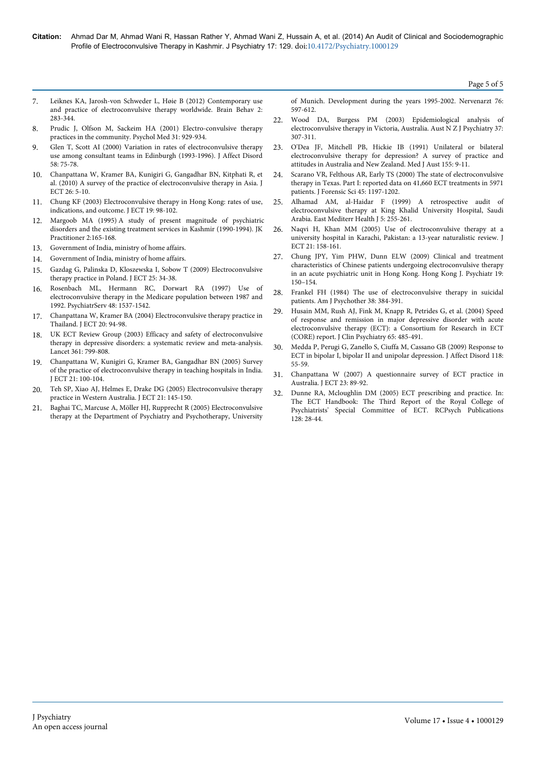7. Leiknes KA, Jarosh-von Schweder L, Høie B (2012) Contemporary use and practice of electroconvulsive therapy worldwide. Brain Behav 2: 283-344.
8. Prudic J, Olfson M, Sackeim HA (2001) Electro-convulsive therapy practices in the community. Psychol Med 31: 929-934.
9. Glen T, Scott AI (2000) Variation in rates of electroconvulsive therapy use among consultant teams in Edinburgh (1993-1996). J Affect Disord 58: 75-78.
10. Chanpattana W, Kramer BA, Kunigiri G, Gangadhar BN, Kitphati R, et al. (2010) A survey of the practice of electroconvulsive therapy in Asia. J ECT 26: 5-10.
11. Chung KF (2003) Electroconvulsive therapy in Hong Kong: rates of use, indications, and outcome. J ECT 19: 98-102.
12. Margoob MA (1995) A study of present magnitude of psychiatric disorders and the existing treatment services in Kashmir (1990-1994). JK Practitioner 2:165-168.
13. Government of India, ministry of home affairs.
14. Government of India, ministry of home affairs.
15. Gazdag G, Palinska D, Kloszewska I, Sobow T (2009) Electroconvulsive therapy practice in Poland. J ECT 25: 34-38.
16. Rosenbach ML, Hermann RC, Dorwart RA (1997) Use of electroconvulsive therapy in the Medicare population between 1987 and 1992. PsychiatrServ 48: 1537-1542.
17. Chanpattana W, Kramer BA (2004) Electroconvulsive therapy practice in Thailand. J ECT 20: 94-98.
18. UK ECT Review Group (2003) Efficacy and safety of electroconvulsive therapy in depressive disorders: a systematic review and meta-analysis. Lancet 361: 799-808.
19. Chanpattana W, Kunigiri G, Kramer BA, Gangadhar BN (2005) Survey of the practice of electroconvulsive therapy in teaching hospitals in India. J ECT 21: 100-104.
20. Teh SP, Xiao AJ, Helmes E, Drake DG (2005) Electroconvulsive therapy practice in Western Australia. J ECT 21: 145-150.
21. Baghai TC, Marcuse A, Möller HJ, Rupprecht R (2005) Electroconvulsive therapy at the Department of Psychiatry and Psychotherapy, University of Munich. Development during the years 1995-2002. Nervenarzt 76: 597-612.
22. Wood DA, Burgess PM (2003) Epidemiological analysis of electroconvulsive therapy in Victoria, Australia. Aust N Z J Psychiatry 37: 307-311.
23. O'Dea JF, Mitchell PB, Hickie IB (1991) Unilateral or bilateral electroconvulsive therapy for depression? A survey of practice and attitudes in Australia and New Zealand. Med J Aust 155: 9-11.
24. Scarano VR, Felthous AR, Early TS (2000) The state of electroconvulsive therapy in Texas. Part I: reported data on 41,660 ECT treatments in 5971 patients. J Forensic Sci 45: 1197-1202.
25. Alhamad AM, al-Haidar F (1999) A retrospective audit of electroconvulsive therapy at King Khalid University Hospital, Saudi Arabia. East Mediterr Health J 5: 255-261.
26. Naqvi H, Khan MM (2005) Use of electroconvulsive therapy at a university hospital in Karachi, Pakistan: a 13-year naturalistic review. J ECT 21: 158-161.
27. Chung JPY, Yim PHW, Dunn ELW (2009) Clinical and treatment characteristics of Chinese patients undergoing electroconvulsive therapy in an acute psychiatric unit in Hong Kong. Hong Kong J. Psychiatr 19: 150–154.
28. Frankel FH (1984) The use of electroconvulsive therapy in suicidal patients. Am J Psychother 38: 384-391.
29. Husain MM, Rush AJ, Fink M, Knapp R, Petrides G, et al. (2004) Speed of response and remission in major depressive disorder with acute electroconvulsive therapy (ECT): a Consortium for Research in ECT (CORE) report. J Clin Psychiatry 65: 485-491.
30. Medda P, Perugi G, Zanello S, Ciuffa M, Cassano GB (2009) Response to ECT in bipolar I, bipolar II and unipolar depression. J Affect Disord 118: 55-59.
31. Chanpattana W (2007) A questionnaire survey of ECT practice in Australia. J ECT 23: 89-92.
32. Dunne RA, Mcloughlin DM (2005) ECT prescribing and practice. In: The ECT Handbook: The Third Report of the Royal College of Psychiatrists' Special Committee of ECT. RCPsych Publications 128: 28-44.